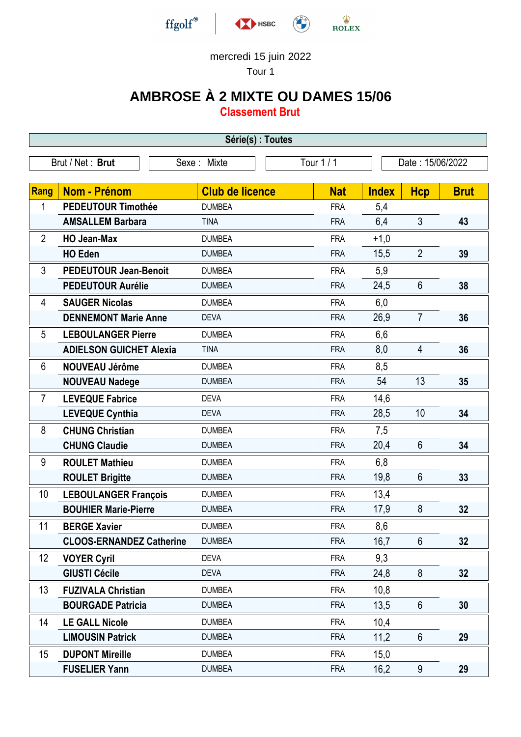mercredi 15 juin 2022

Tour 1

# AMBROSE À 2 MIXTE OU DAMES 15/06

## Classement Brut

**Série(s) : Toutes**

| Brut / Net : **Brut** | Sexe : Mixte | Tour 1 / 1 | Date : 15/06/2022 |
|---|---|---|---|

| Rang | Nom - Prénom | Club de licence | Nat | Index | Hcp | Brut |
|---|---|---|---|---|---|---|
| 1 | **PEDEUTOUR Timothée** | DUMBEA | FRA | 5,4 | | |
| | **AMSALLEM Barbara** | TINA | FRA | 6,4 | 3 | **43** |
| 2 | **HO Jean-Max** | DUMBEA | FRA | +1,0 | | |
| | **HO Eden** | DUMBEA | FRA | 15,5 | 2 | **39** |
| 3 | **PEDEUTOUR Jean-Benoit** | DUMBEA | FRA | 5,9 | | |
| | **PEDEUTOUR Aurélie** | DUMBEA | FRA | 24,5 | 6 | **38** |
| 4 | **SAUGER Nicolas** | DUMBEA | FRA | 6,0 | | |
| | **DENNEMONT Marie Anne** | DEVA | FRA | 26,9 | 7 | **36** |
| 5 | **LEBOULANGER Pierre** | DUMBEA | FRA | 6,6 | | |
| | **ADIELSON GUICHET Alexia** | TINA | FRA | 8,0 | 4 | **36** |
| 6 | **NOUVEAU Jérôme** | DUMBEA | FRA | 8,5 | | |
| | **NOUVEAU Nadege** | DUMBEA | FRA | 54 | 13 | **35** |
| 7 | **LEVEQUE Fabrice** | DEVA | FRA | 14,6 | | |
| | **LEVEQUE Cynthia** | DEVA | FRA | 28,5 | 10 | **34** |
| 8 | **CHUNG Christian** | DUMBEA | FRA | 7,5 | | |
| | **CHUNG Claudie** | DUMBEA | FRA | 20,4 | 6 | **34** |
| 9 | **ROULET Mathieu** | DUMBEA | FRA | 6,8 | | |
| | **ROULET Brigitte** | DUMBEA | FRA | 19,8 | 6 | **33** |
| 10 | **LEBOULANGER François** | DUMBEA | FRA | 13,4 | | |
| | **BOUHIER Marie-Pierre** | DUMBEA | FRA | 17,9 | 8 | **32** |
| 11 | **BERGE Xavier** | DUMBEA | FRA | 8,6 | | |
| | **CLOOS-ERNANDEZ Catherine** | DUMBEA | FRA | 16,7 | 6 | **32** |
| 12 | **VOYER Cyril** | DEVA | FRA | 9,3 | | |
| | **GIUSTI Cécile** | DEVA | FRA | 24,8 | 8 | **32** |
| 13 | **FUZIVALA Christian** | DUMBEA | FRA | 10,8 | | |
| | **BOURGADE Patricia** | DUMBEA | FRA | 13,5 | 6 | **30** |
| 14 | **LE GALL Nicole** | DUMBEA | FRA | 10,4 | | |
| | **LIMOUSIN Patrick** | DUMBEA | FRA | 11,2 | 6 | **29** |
| 15 | **DUPONT Mireille** | DUMBEA | FRA | 15,0 | | |
| | **FUSELIER Yann** | DUMBEA | FRA | 16,2 | 9 | **29** |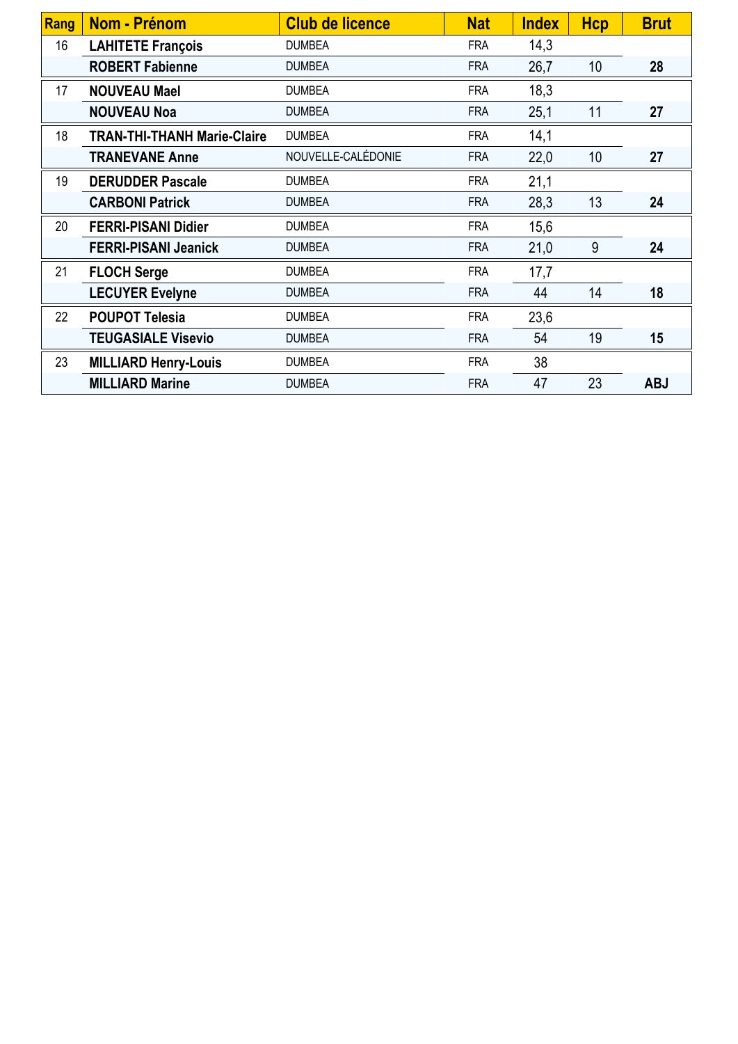| Rang | Nom - Prénom | Club de licence | Nat | Index | Hcp | Brut |
|---|---|---|---|---|---|---|
| 16 | **LAHITETE François** | DUMBEA | FRA | 14,3 | | |
| | **ROBERT Fabienne** | DUMBEA | FRA | 26,7 | 10 | **28** |
| 17 | **NOUVEAU Mael** | DUMBEA | FRA | 18,3 | | |
| | **NOUVEAU Noa** | DUMBEA | FRA | 25,1 | 11 | **27** |
| 18 | **TRAN-THI-THANH Marie-Claire** | DUMBEA | FRA | 14,1 | | |
| | **TRANEVANE Anne** | NOUVELLE-CALÉDONIE | FRA | 22,0 | 10 | **27** |
| 19 | **DERUDDER Pascale** | DUMBEA | FRA | 21,1 | | |
| | **CARBONI Patrick** | DUMBEA | FRA | 28,3 | 13 | **24** |
| 20 | **FERRI-PISANI Didier** | DUMBEA | FRA | 15,6 | | |
| | **FERRI-PISANI Jeanick** | DUMBEA | FRA | 21,0 | 9 | **24** |
| 21 | **FLOCH Serge** | DUMBEA | FRA | 17,7 | | |
| | **LECUYER Evelyne** | DUMBEA | FRA | 44 | 14 | **18** |
| 22 | **POUPOT Telesia** | DUMBEA | FRA | 23,6 | | |
| | **TEUGASIALE Visevio** | DUMBEA | FRA | 54 | 19 | **15** |
| 23 | **MILLIARD Henry-Louis** | DUMBEA | FRA | 38 | | |
| | **MILLIARD Marine** | DUMBEA | FRA | 47 | 23 | **ABJ** |